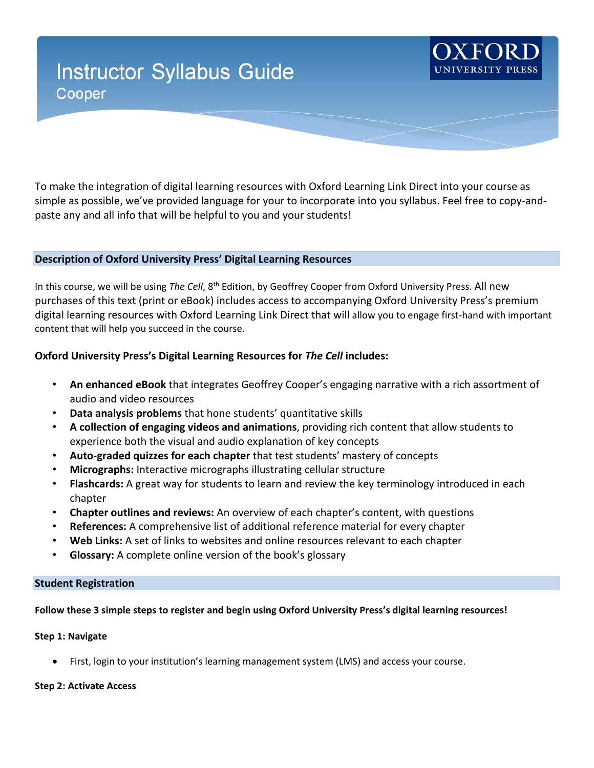# Instructor Syllabus Guide

## Cooper

OXFORD UNIVERSITY PRESS

To make the integration of digital learning resources with Oxford Learning Link Direct into your course as simple as possible, we've provided language for your to incorporate into you syllabus. Feel free to copy-and-paste any and all info that will be helpful to you and your students!

### Description of Oxford University Press' Digital Learning Resources

In this course, we will be using *The Cell*, 8th Edition, by Geoffrey Cooper from Oxford University Press. All new purchases of this text (print or eBook) includes access to accompanying Oxford University Press's premium digital learning resources with Oxford Learning Link Direct that will allow you to engage first-hand with important content that will help you succeed in the course.

**Oxford University Press's Digital Learning Resources for *The Cell* includes:**

- **An enhanced eBook** that integrates Geoffrey Cooper's engaging narrative with a rich assortment of audio and video resources
- **Data analysis problems** that hone students' quantitative skills
- **A collection of engaging videos and animations**, providing rich content that allow students to experience both the visual and audio explanation of key concepts
- **Auto-graded quizzes for each chapter** that test students' mastery of concepts
- **Micrographs:** Interactive micrographs illustrating cellular structure
- **Flashcards:** A great way for students to learn and review the key terminology introduced in each chapter
- **Chapter outlines and reviews:** An overview of each chapter's content, with questions
- **References:** A comprehensive list of additional reference material for every chapter
- **Web Links:** A set of links to websites and online resources relevant to each chapter
- **Glossary:** A complete online version of the book's glossary

### Student Registration

**Follow these 3 simple steps to register and begin using Oxford University Press's digital learning resources!**

**Step 1: Navigate**

- First, login to your institution's learning management system (LMS) and access your course.

**Step 2: Activate Access**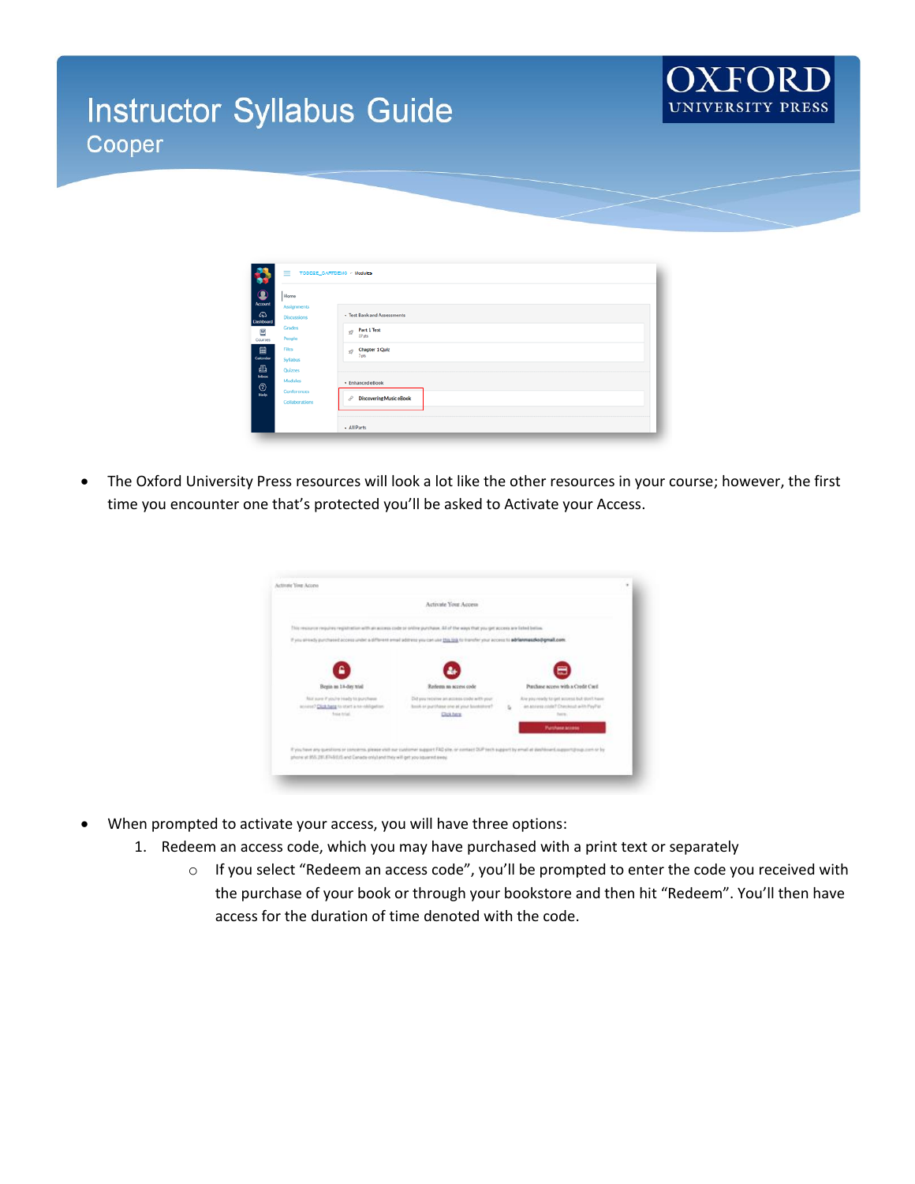# Instructor Syllabus Guide

## Cooper

- The Oxford University Press resources will look a lot like the other resources in your course; however, the first time you encounter one that's protected you'll be asked to Activate your Access.

- When prompted to activate your access, you will have three options:
  1. Redeem an access code, which you may have purchased with a print text or separately
     - If you select "Redeem an access code", you'll be prompted to enter the code you received with the purchase of your book or through your bookstore and then hit "Redeem". You'll then have access for the duration of time denoted with the code.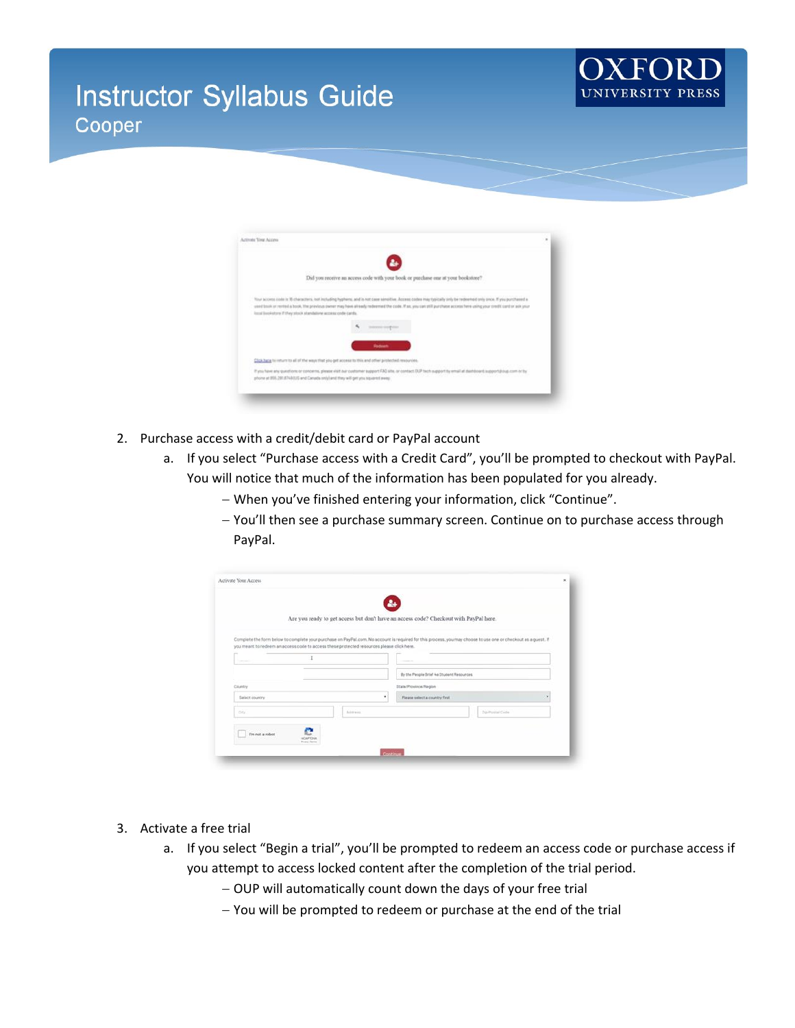2. Purchase access with a credit/debit card or PayPal account
   a. If you select "Purchase access with a Credit Card", you'll be prompted to checkout with PayPal. You will notice that much of the information has been populated for you already.
      - When you've finished entering your information, click "Continue".
      - You'll then see a purchase summary screen. Continue on to purchase access through PayPal.

3. Activate a free trial
   a. If you select "Begin a trial", you'll be prompted to redeem an access code or purchase access if you attempt to access locked content after the completion of the trial period.
      - OUP will automatically count down the days of your free trial
      - You will be prompted to redeem or purchase at the end of the trial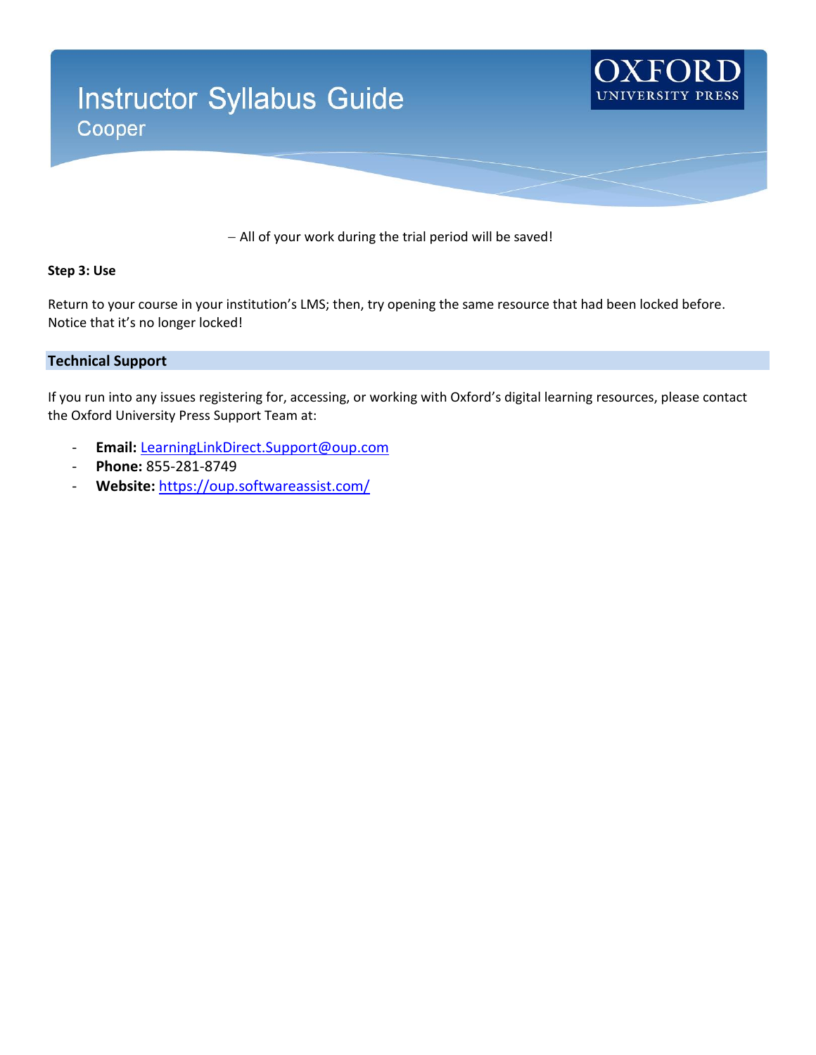– All of your work during the trial period will be saved!

**Step 3: Use**

Return to your course in your institution's LMS; then, try opening the same resource that had been locked before. Notice that it's no longer locked!

## Technical Support

If you run into any issues registering for, accessing, or working with Oxford's digital learning resources, please contact the Oxford University Press Support Team at:

- **Email:** LearningLinkDirect.Support@oup.com
- **Phone:** 855-281-8749
- **Website:** https://oup.softwareassist.com/